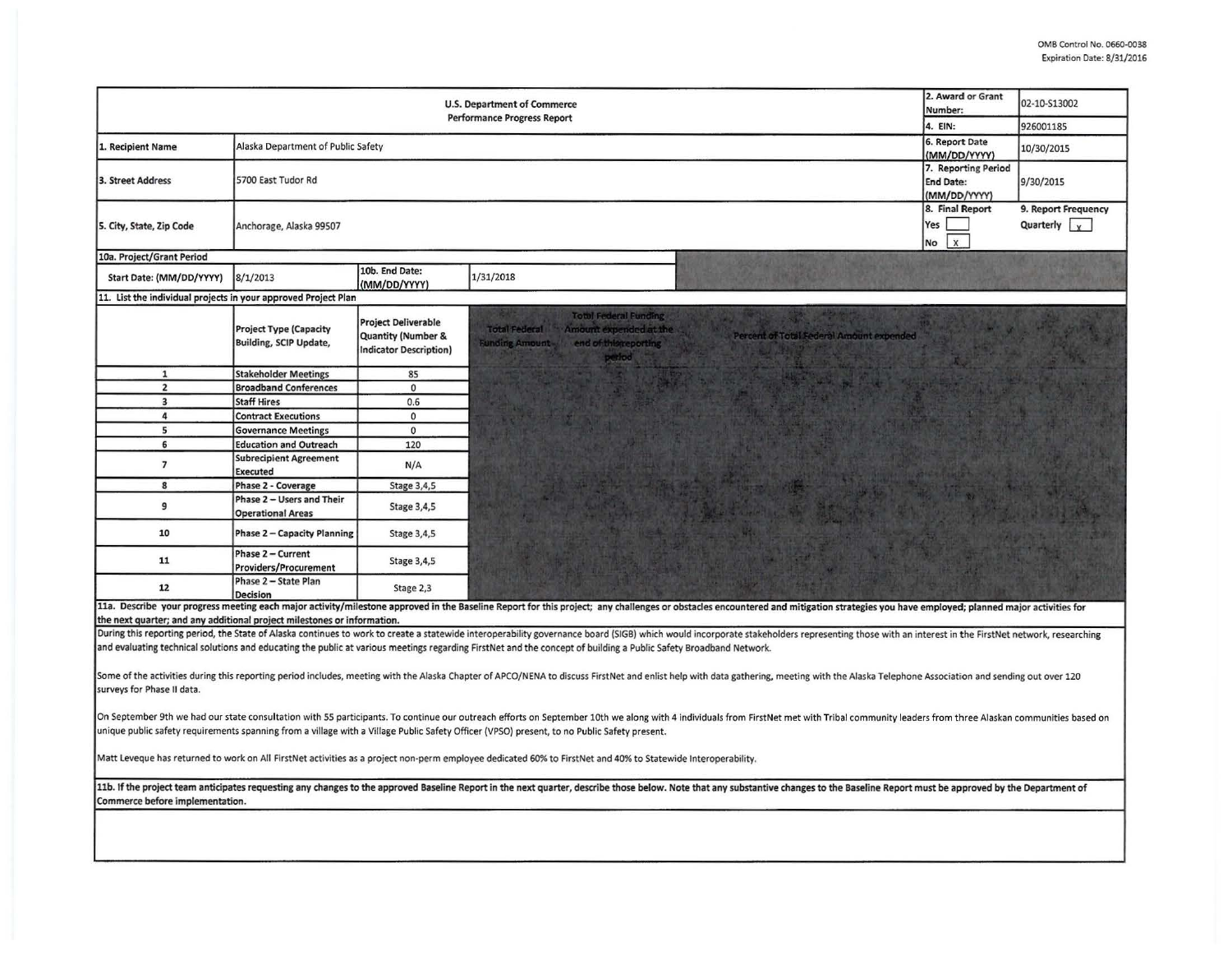OMB Control No. 0660-0038
Expiration Date: 8/31/2016

| U.S. Department of Commerce<br>Performance Progress Report | | | | 2. Award or Grant Number: | 02-10-S13002 |
|---|---|---|---|---|---|
| | | | | 4. EIN: | 926001185 |
| 1. Recipient Name | Alaska Department of Public Safety | | | 6. Report Date (MM/DD/YYYY) | 10/30/2015 |
| 3. Street Address | 5700 East Tudor Rd | | | 7. Reporting Period End Date: (MM/DD/YYYY) | 9/30/2015 |
| 5. City, State, Zip Code | Anchorage, Alaska 99507 | | | 8. Final Report<br>Yes [ ]<br>No [X] | 9. Report Frequency<br>Quarterly [X] |
| 10a. Project/Grant Period | | | | | |
| Start Date: (MM/DD/YYYY) | 8/1/2013 | 10b. End Date: (MM/DD/YYYY) | 1/31/2018 | | |

11. List the individual projects in your approved Project Plan

| | Project Type (Capacity Building, SCIP Update, | Project Deliverable Quantity (Number & Indicator Description) | Total Federal Funding Amount | Total Federal Funding Amount expended at the end of this reporting period | Percent of Total Federal Amount expended |
|---|---|---|---|---|---|
| 1 | Stakeholder Meetings | 85 | | | |
| 2 | Broadband Conferences | 0 | | | |
| 3 | Staff Hires | 0.6 | | | |
| 4 | Contract Executions | 0 | | | |
| 5 | Governance Meetings | 0 | | | |
| 6 | Education and Outreach | 120 | | | |
| 7 | Subrecipient Agreement Executed | N/A | | | |
| 8 | Phase 2 - Coverage | Stage 3,4,5 | | | |
| 9 | Phase 2 – Users and Their Operational Areas | Stage 3,4,5 | | | |
| 10 | Phase 2 – Capacity Planning | Stage 3,4,5 | | | |
| 11 | Phase 2 – Current Providers/Procurement | Stage 3,4,5 | | | |
| 12 | Phase 2 – State Plan Decision | Stage 2,3 | | | |

**11a. Describe your progress meeting each major activity/milestone approved in the Baseline Report for this project; any challenges or obstacles encountered and mitigation strategies you have employed; planned major activities for the next quarter; and any additional project milestones or information.**

During this reporting period, the State of Alaska continues to work to create a statewide interoperability governance board (SIGB) which would incorporate stakeholders representing those with an interest in the FirstNet network, researching and evaluating technical solutions and educating the public at various meetings regarding FirstNet and the concept of building a Public Safety Broadband Network.

Some of the activities during this reporting period includes, meeting with the Alaska Chapter of APCO/NENA to discuss FirstNet and enlist help with data gathering, meeting with the Alaska Telephone Association and sending out over 120 surveys for Phase II data.

On September 9th we had our state consultation with 55 participants. To continue our outreach efforts on September 10th we along with 4 individuals from FirstNet met with Tribal community leaders from three Alaskan communities based on unique public safety requirements spanning from a village with a Village Public Safety Officer (VPSO) present, to no Public Safety present.

Matt Leveque has returned to work on All FirstNet activities as a project non-perm employee dedicated 60% to FirstNet and 40% to Statewide Interoperability.

**11b. If the project team anticipates requesting any changes to the approved Baseline Report in the next quarter, describe those below. Note that any substantive changes to the Baseline Report must be approved by the Department of Commerce before implementation.**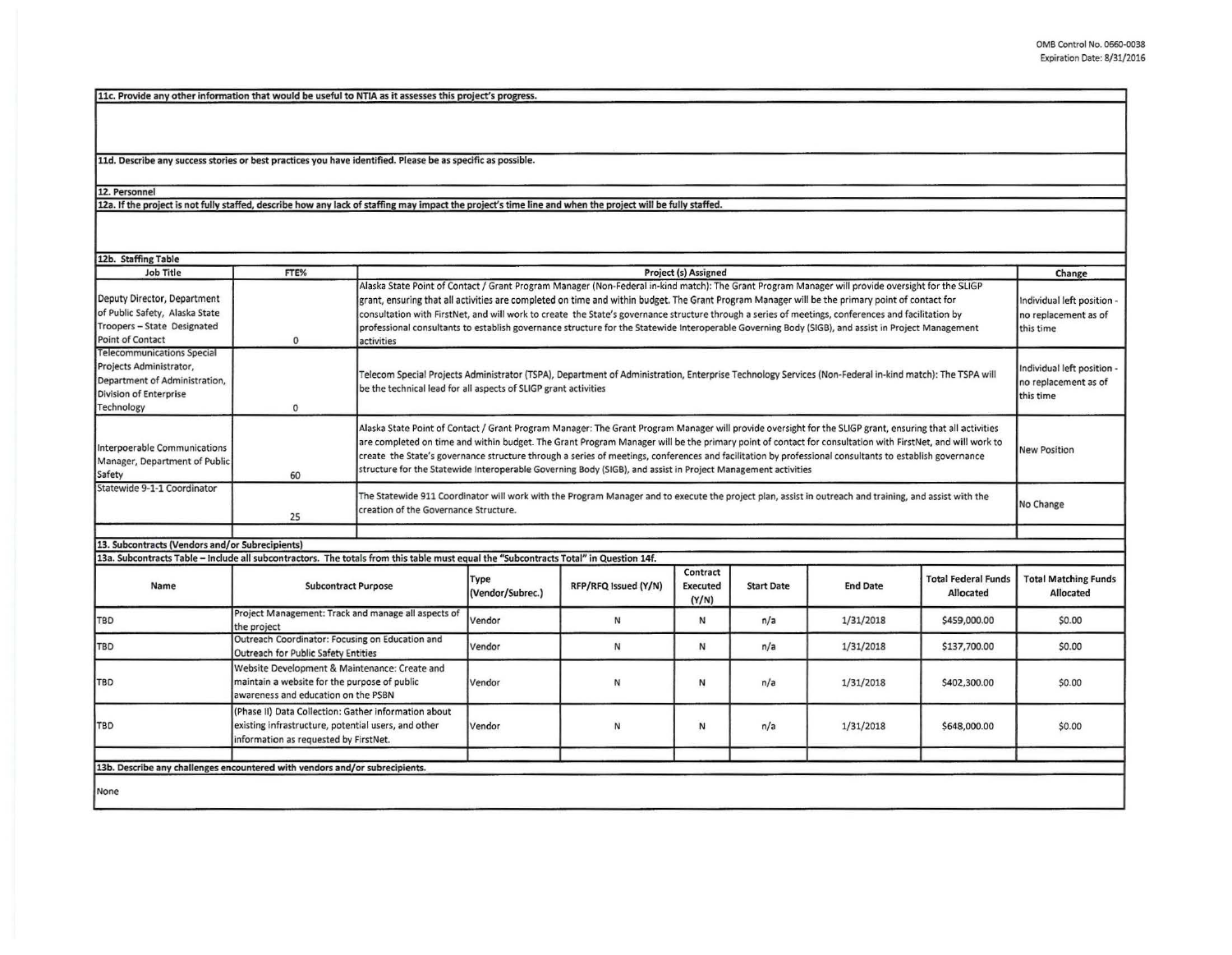**11c. Provide any other information that would be useful to NTIA as it assesses this project's progress.**

**11d. Describe any success stories or best practices you have identified. Please be as specific as possible.**

**12. Personnel**

**12a. If the project is not fully staffed, describe how any lack of staffing may impact the project's time line and when the project will be fully staffed.**

**12b. Staffing Table**

| Job Title | FTE% | Project (s) Assigned | Change |
|---|---|---|---|
| Deputy Director, Department of Public Safety, Alaska State Troopers – State Designated Point of Contact | 0 | Alaska State Point of Contact / Grant Program Manager (Non-Federal in-kind match): The Grant Program Manager will provide oversight for the SLIGP grant, ensuring that all activities are completed on time and within budget. The Grant Program Manager will be the primary point of contact for consultation with FirstNet, and will work to create the State's governance structure through a series of meetings, conferences and facilitation by professional consultants to establish governance structure for the Statewide Interoperable Governing Body (SIGB), and assist in Project Management activities | Individual left position - no replacement as of this time |
| Telecommunications Special Projects Administrator, Department of Administration, Division of Enterprise Technology | 0 | Telecom Special Projects Administrator (TSPA), Department of Administration, Enterprise Technology Services (Non-Federal in-kind match): The TSPA will be the technical lead for all aspects of SLIGP grant activities | Individual left position - no replacement as of this time |
| Interpoerable Communications Manager, Department of Public Safety | 60 | Alaska State Point of Contact / Grant Program Manager: The Grant Program Manager will provide oversight for the SLIGP grant, ensuring that all activities are completed on time and within budget. The Grant Program Manager will be the primary point of contact for consultation with FirstNet, and will work to create the State's governance structure through a series of meetings, conferences and facilitation by professional consultants to establish governance structure for the Statewide Interoperable Governing Body (SIGB), and assist in Project Management activities | New Position |
| Statewide 9-1-1 Coordinator | 25 | The Statewide 911 Coordinator will work with the Program Manager and to execute the project plan, assist in outreach and training, and assist with the creation of the Governance Structure. | No Change |
| | | | |

**13. Subcontracts (Vendors and/or Subrecipients)**

**13a. Subcontracts Table – Include all subcontractors. The totals from this table must equal the "Subcontracts Total" in Question 14f.**

| Name | Subcontract Purpose | Type (Vendor/Subrec.) | RFP/RFQ Issued (Y/N) | Contract Executed (Y/N) | Start Date | End Date | Total Federal Funds Allocated | Total Matching Funds Allocated |
|---|---|---|---|---|---|---|---|---|
| TBD | Project Management: Track and manage all aspects of the project | Vendor | N | N | n/a | 1/31/2018 | $459,000.00 | $0.00 |
| TBD | Outreach Coordinator: Focusing on Education and Outreach for Public Safety Entities | Vendor | N | N | n/a | 1/31/2018 | $137,700.00 | $0.00 |
| TBD | Website Development & Maintenance: Create and maintain a website for the purpose of public awareness and education on the PSBN | Vendor | N | N | n/a | 1/31/2018 | $402,300.00 | $0.00 |
| TBD | (Phase II) Data Collection: Gather information about existing infrastructure, potential users, and other information as requested by FirstNet. | Vendor | N | N | n/a | 1/31/2018 | $648,000.00 | $0.00 |
| | | | | | | | | |

**13b. Describe any challenges encountered with vendors and/or subrecipients.**

None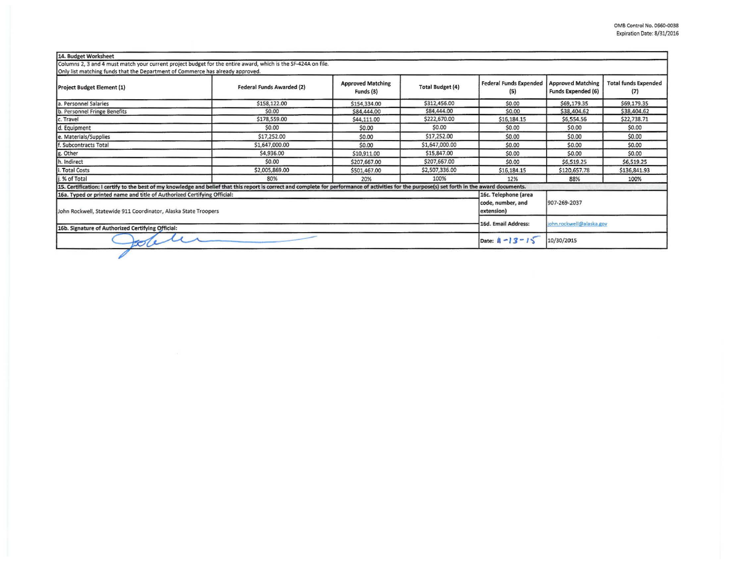OMB Control No. 0660-0038
Expiration Date: 8/31/2016

**14. Budget Worksheet**

Columns 2, 3 and 4 must match your current project budget for the entire award, which is the SF-424A on file.
Only list matching funds that the Department of Commerce has already approved.

| Project Budget Element (1) | Federal Funds Awarded (2) | Approved Matching Funds (3) | Total Budget (4) | Federal Funds Expended (5) | Approved Matching Funds Expended (6) | Total funds Expended (7) |
|---|---|---|---|---|---|---|
| a. Personnel Salaries | $158,122.00 | $154,334.00 | $312,456.00 | $0.00 | $69,179.35 | $69,179.35 |
| b. Personnel Fringe Benefits | $0.00 | $84,444.00 | $84,444.00 | $0.00 | $38,404.62 | $38,404.62 |
| c. Travel | $178,559.00 | $44,111.00 | $222,670.00 | $16,184.15 | $6,554.56 | $22,738.71 |
| d. Equipment | $0.00 | $0.00 | $0.00 | $0.00 | $0.00 | $0.00 |
| e. Materials/Supplies | $17,252.00 | $0.00 | $17,252.00 | $0.00 | $0.00 | $0.00 |
| f. Subcontracts Total | $1,647,000.00 | $0.00 | $1,647,000.00 | $0.00 | $0.00 | $0.00 |
| g. Other | $4,936.00 | $10,911.00 | $15,847.00 | $0.00 | $0.00 | $0.00 |
| h. Indirect | $0.00 | $207,667.00 | $207,667.00 | $0.00 | $6,519.25 | $6,519.25 |
| i. Total Costs | $2,005,869.00 | $501,467.00 | $2,507,336.00 | $16,184.15 | $120,657.78 | $136,841.93 |
| j. % of Total | 80% | 20% | 100% | 12% | 88% | 100% |

**15. Certification: I certify to the best of my knowledge and belief that this report is correct and complete for performance of activities for the purpose(s) set forth in the award documents.**

| | | |
|---|---|---|
| **16a. Typed or printed name and title of Authorized Certifying Official:** John Rockwell, Statewide 911 Coordinator, Alaska State Troopers | **16c. Telephone (area code, number, and extension)** | 907-269-2037 |
| **16b. Signature of Authorized Certifying Official:** | **16d. Email Address:** | john.rockwell@alaska.gov |
| | Date: 11-13-15 | 10/30/2015 |